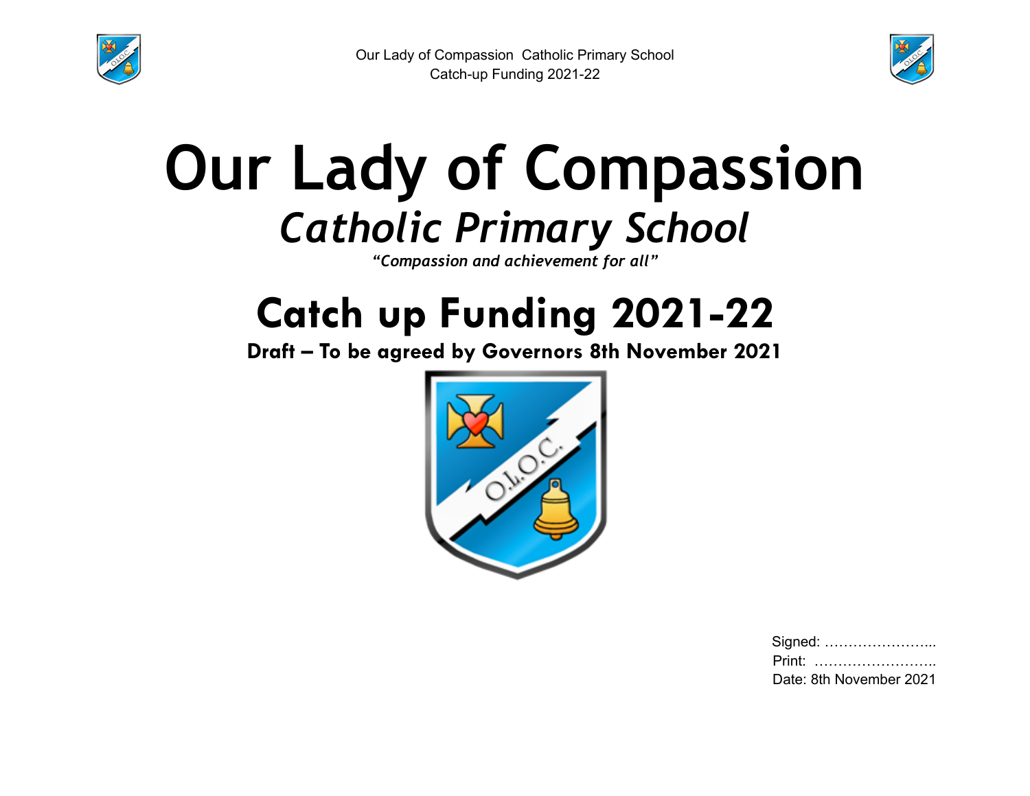# Our Lady of Compassion

## *Catholic Primary School*

*"Compassion and achievement for all"*

# Catch up Funding 2021-22

**Draft – To be agreed by Governors 8th November 2021**

Signed: …………………...
Print: ……………………..
Date: 8th November 2021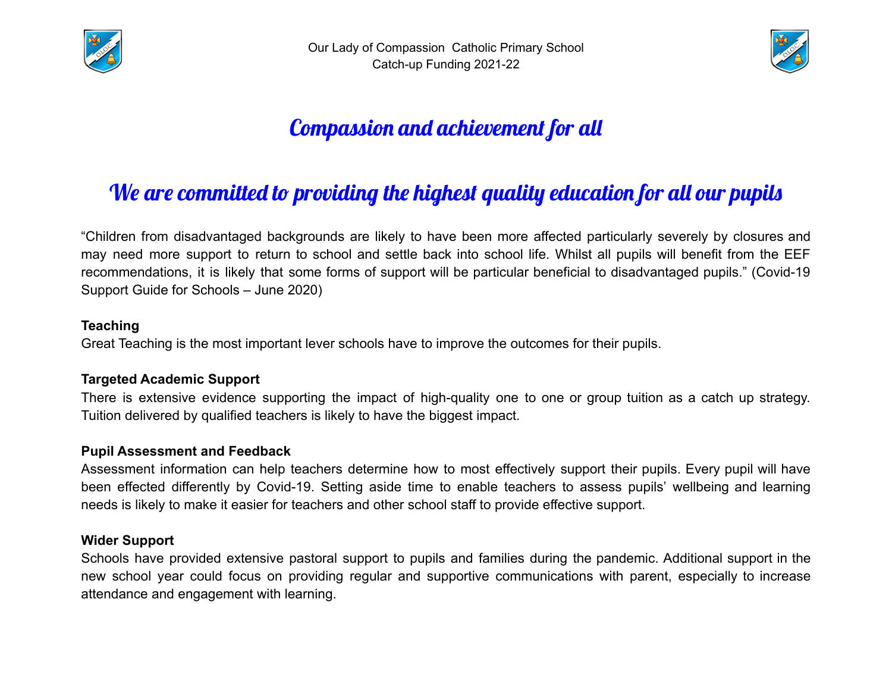# Compassion and achievement for all

## We are committed to providing the highest quality education for all our pupils

"Children from disadvantaged backgrounds are likely to have been more affected particularly severely by closures and may need more support to return to school and settle back into school life. Whilst all pupils will benefit from the EEF recommendations, it is likely that some forms of support will be particular beneficial to disadvantaged pupils." (Covid-19 Support Guide for Schools – June 2020)

**Teaching**

Great Teaching is the most important lever schools have to improve the outcomes for their pupils.

**Targeted Academic Support**

There is extensive evidence supporting the impact of high-quality one to one or group tuition as a catch up strategy. Tuition delivered by qualified teachers is likely to have the biggest impact.

**Pupil Assessment and Feedback**

Assessment information can help teachers determine how to most effectively support their pupils. Every pupil will have been effected differently by Covid-19. Setting aside time to enable teachers to assess pupils' wellbeing and learning needs is likely to make it easier for teachers and other school staff to provide effective support.

**Wider Support**

Schools have provided extensive pastoral support to pupils and families during the pandemic. Additional support in the new school year could focus on providing regular and supportive communications with parent, especially to increase attendance and engagement with learning.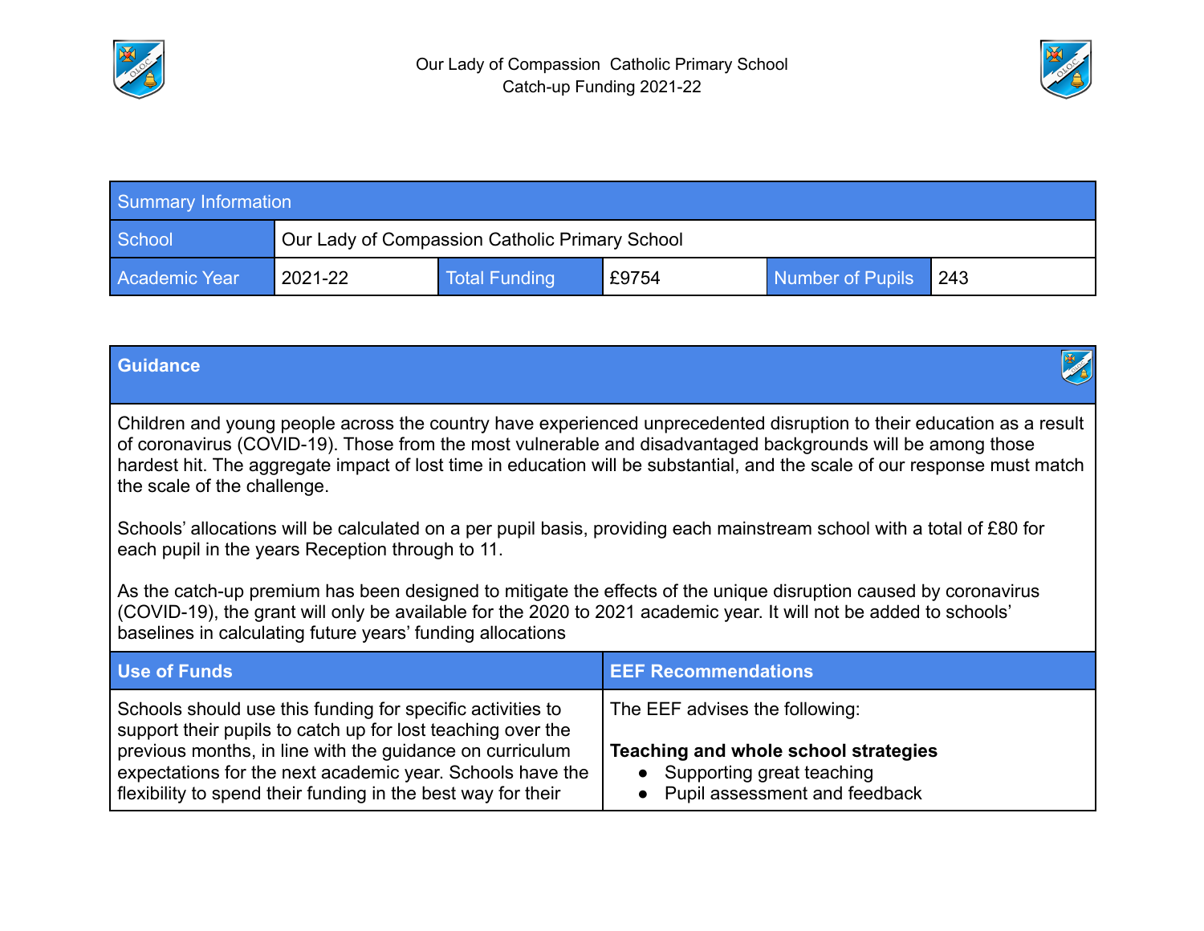Our Lady of Compassion Catholic Primary School
Catch-up Funding 2021-22

| Summary Information | | | | | |
|---|---|---|---|---|---|
| School | Our Lady of Compassion Catholic Primary School | | | | |
| Academic Year | 2021-22 | Total Funding | £9754 | Number of Pupils | 243 |

| **Guidance** | |
|---|---|
| Children and young people across the country have experienced unprecedented disruption to their education as a result of coronavirus (COVID-19). Those from the most vulnerable and disadvantaged backgrounds will be among those hardest hit. The aggregate impact of lost time in education will be substantial, and the scale of our response must match the scale of the challenge.<br><br>Schools' allocations will be calculated on a per pupil basis, providing each mainstream school with a total of £80 for each pupil in the years Reception through to 11.<br><br>As the catch-up premium has been designed to mitigate the effects of the unique disruption caused by coronavirus (COVID-19), the grant will only be available for the 2020 to 2021 academic year. It will not be added to schools' baselines in calculating future years' funding allocations | |
| **Use of Funds** | **EEF Recommendations** |
| Schools should use this funding for specific activities to support their pupils to catch up for lost teaching over the previous months, in line with the guidance on curriculum expectations for the next academic year. Schools have the flexibility to spend their funding in the best way for their | The EEF advises the following:<br><br>**Teaching and whole school strategies**<br>● Supporting great teaching<br>● Pupil assessment and feedback |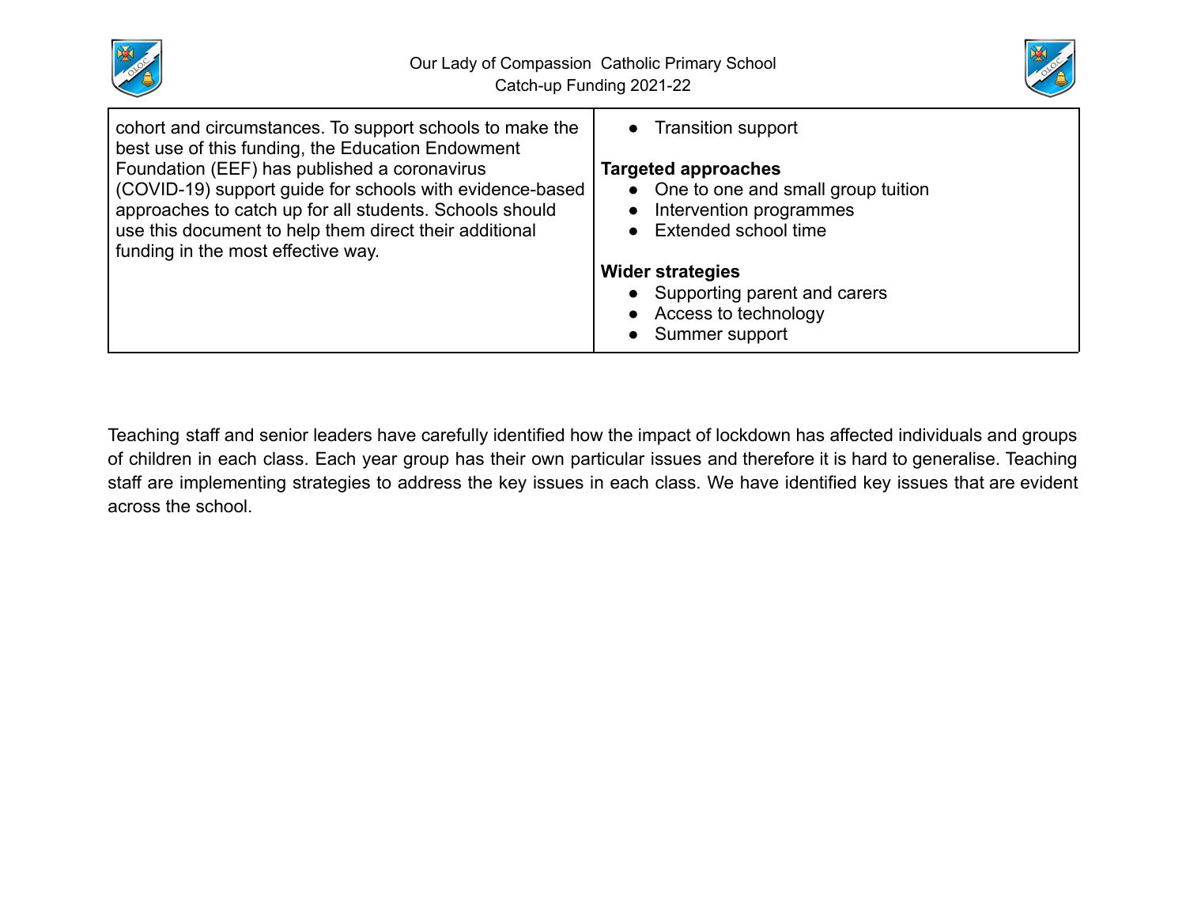| | |
|---|---|
| cohort and circumstances. To support schools to make the best use of this funding, the Education Endowment Foundation (EEF) has published a coronavirus (COVID-19) support guide for schools with evidence-based approaches to catch up for all students. Schools should use this document to help them direct their additional funding in the most effective way. | • Transition support<br><br>**Targeted approaches**<br>• One to one and small group tuition<br>• Intervention programmes<br>• Extended school time<br><br>**Wider strategies**<br>• Supporting parent and carers<br>• Access to technology<br>• Summer support |

Teaching staff and senior leaders have carefully identified how the impact of lockdown has affected individuals and groups of children in each class. Each year group has their own particular issues and therefore it is hard to generalise. Teaching staff are implementing strategies to address the key issues in each class. We have identified key issues that are evident across the school.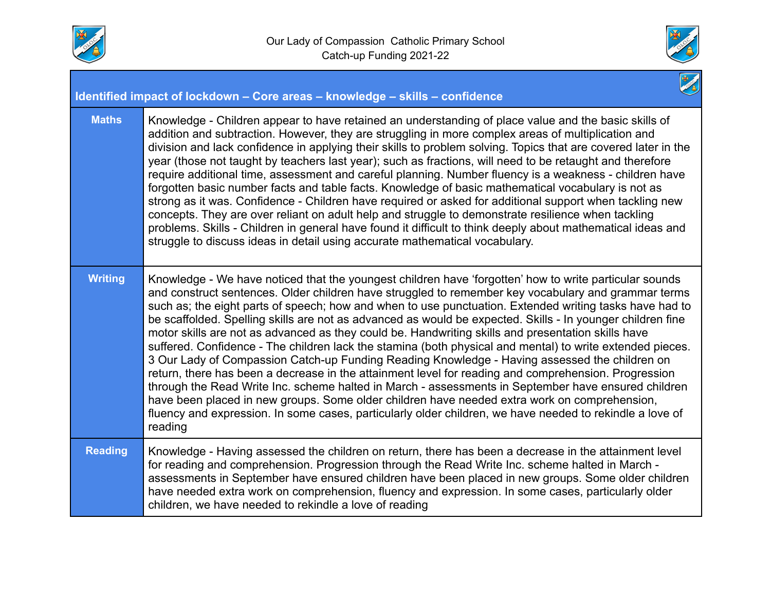Our Lady of Compassion Catholic Primary School
Catch-up Funding 2021-22

| Identified impact of lockdown – Core areas – knowledge – skills – confidence | |
|---|---|
| **Maths** | Knowledge - Children appear to have retained an understanding of place value and the basic skills of addition and subtraction. However, they are struggling in more complex areas of multiplication and division and lack confidence in applying their skills to problem solving. Topics that are covered later in the year (those not taught by teachers last year); such as fractions, will need to be retaught and therefore require additional time, assessment and careful planning. Number fluency is a weakness - children have forgotten basic number facts and table facts. Knowledge of basic mathematical vocabulary is not as strong as it was. Confidence - Children have required or asked for additional support when tackling new concepts. They are over reliant on adult help and struggle to demonstrate resilience when tackling problems. Skills - Children in general have found it difficult to think deeply about mathematical ideas and struggle to discuss ideas in detail using accurate mathematical vocabulary. |
| **Writing** | Knowledge - We have noticed that the youngest children have 'forgotten' how to write particular sounds and construct sentences. Older children have struggled to remember key vocabulary and grammar terms such as; the eight parts of speech; how and when to use punctuation. Extended writing tasks have had to be scaffolded. Spelling skills are not as advanced as would be expected. Skills - In younger children fine motor skills are not as advanced as they could be. Handwriting skills and presentation skills have suffered. Confidence - The children lack the stamina (both physical and mental) to write extended pieces. 3 Our Lady of Compassion Catch-up Funding Reading Knowledge - Having assessed the children on return, there has been a decrease in the attainment level for reading and comprehension. Progression through the Read Write Inc. scheme halted in March - assessments in September have ensured children have been placed in new groups. Some older children have needed extra work on comprehension, fluency and expression. In some cases, particularly older children, we have needed to rekindle a love of reading |
| **Reading** | Knowledge - Having assessed the children on return, there has been a decrease in the attainment level for reading and comprehension. Progression through the Read Write Inc. scheme halted in March - assessments in September have ensured children have been placed in new groups. Some older children have needed extra work on comprehension, fluency and expression. In some cases, particularly older children, we have needed to rekindle a love of reading |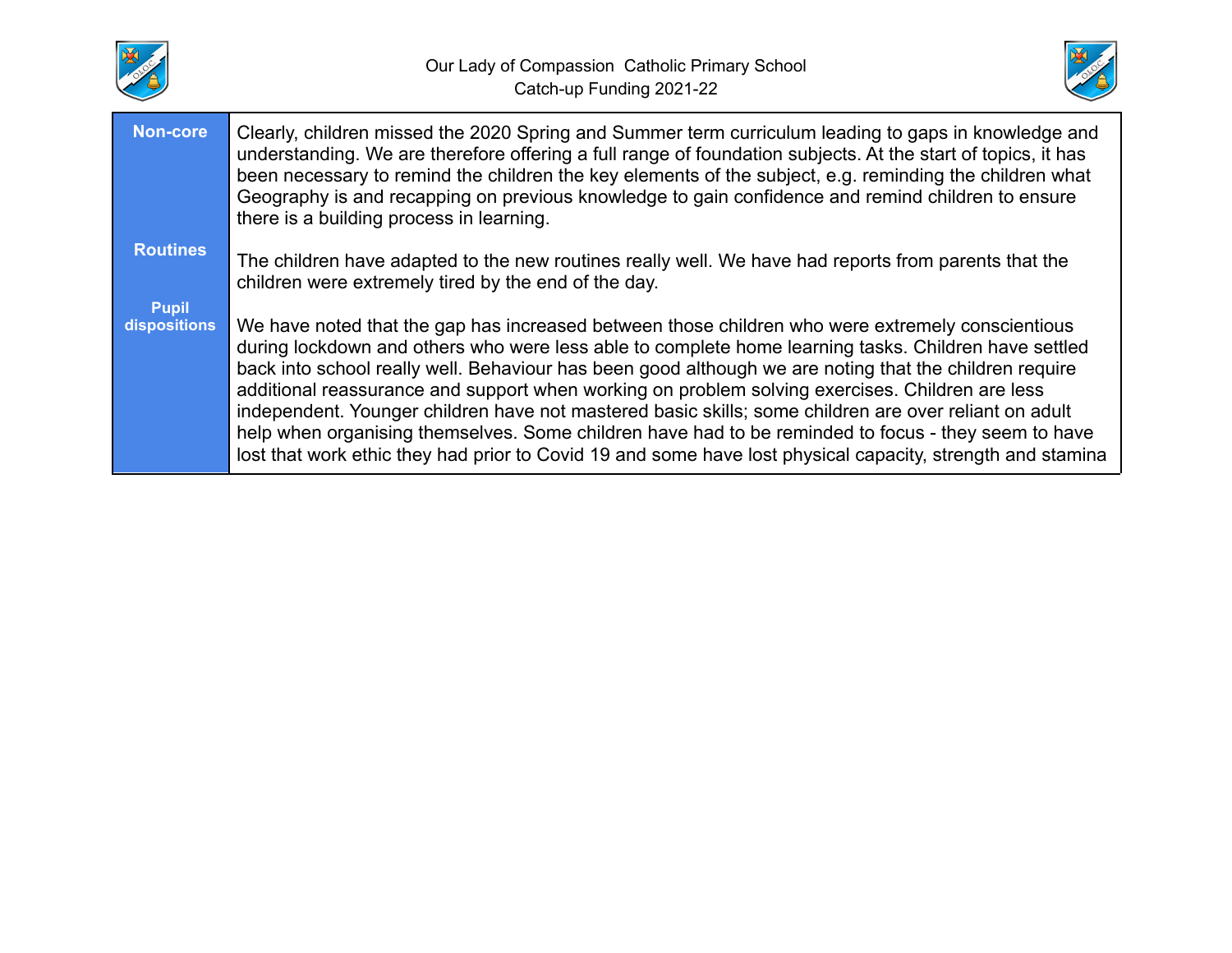| | |
|---|---|
| **Non-core** | Clearly, children missed the 2020 Spring and Summer term curriculum leading to gaps in knowledge and understanding. We are therefore offering a full range of foundation subjects. At the start of topics, it has been necessary to remind the children the key elements of the subject, e.g. reminding the children what Geography is and recapping on previous knowledge to gain confidence and remind children to ensure there is a building process in learning. |
| **Routines** | The children have adapted to the new routines really well. We have had reports from parents that the children were extremely tired by the end of the day. |
| **Pupil dispositions** | We have noted that the gap has increased between those children who were extremely conscientious during lockdown and others who were less able to complete home learning tasks. Children have settled back into school really well. Behaviour has been good although we are noting that the children require additional reassurance and support when working on problem solving exercises. Children are less independent. Younger children have not mastered basic skills; some children are over reliant on adult help when organising themselves. Some children have had to be reminded to focus - they seem to have lost that work ethic they had prior to Covid 19 and some have lost physical capacity, strength and stamina |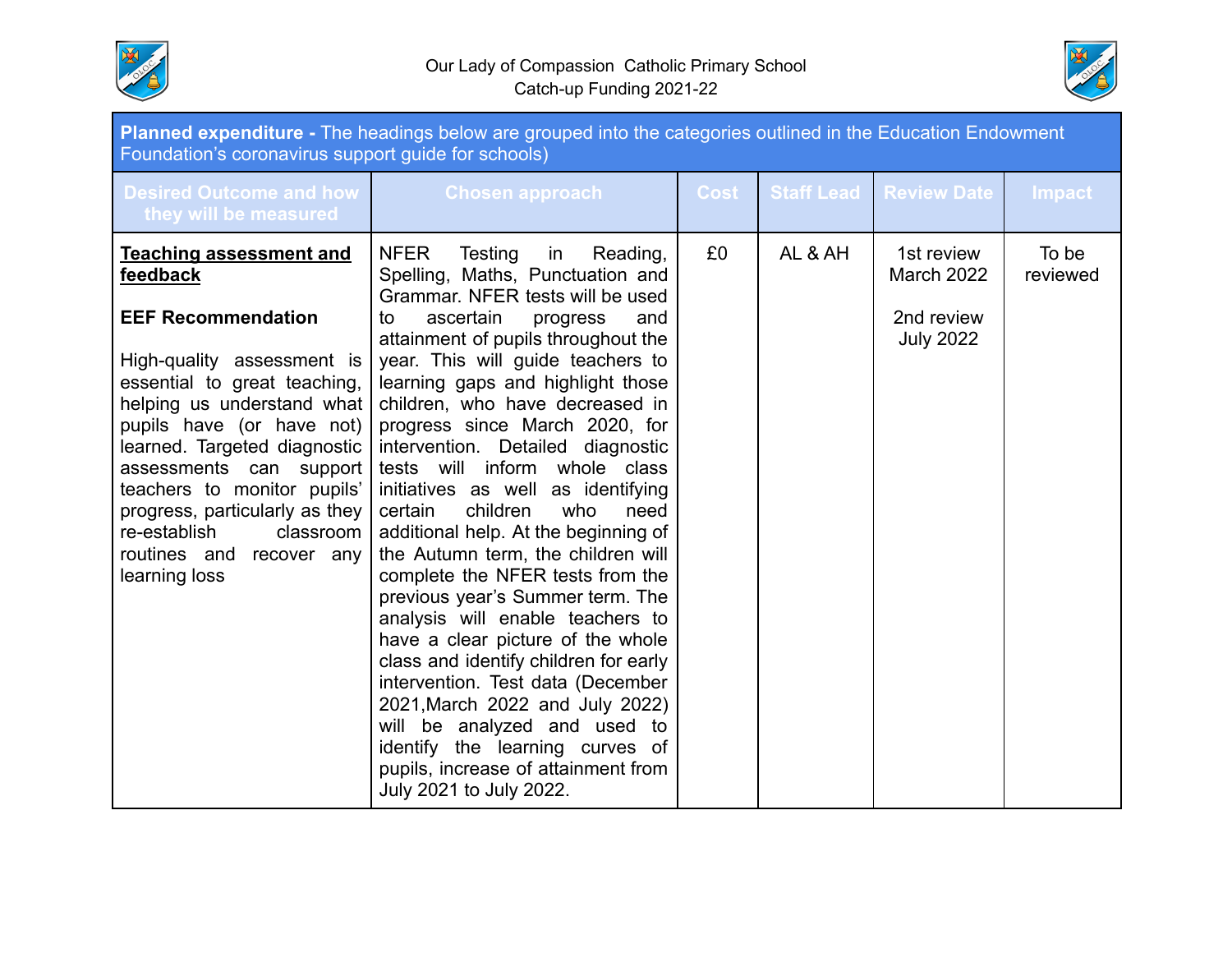Our Lady of Compassion Catholic Primary School
Catch-up Funding 2021-22

| **Planned expenditure -** The headings below are grouped into the categories outlined in the Education Endowment Foundation's coronavirus support guide for schools) | | | | | |
|---|---|---|---|---|---|
| **Desired Outcome and how they will be measured** | **Chosen approach** | **Cost** | **Staff Lead** | **Review Date** | **Impact** |
| **Teaching assessment and feedback**<br><br>**EEF Recommendation**<br><br>High-quality assessment is essential to great teaching, helping us understand what pupils have (or have not) learned. Targeted diagnostic assessments can support teachers to monitor pupils' progress, particularly as they re-establish classroom routines and recover any learning loss | NFER Testing in Reading, Spelling, Maths, Punctuation and Grammar. NFER tests will be used to ascertain progress and attainment of pupils throughout the year. This will guide teachers to learning gaps and highlight those children, who have decreased in progress since March 2020, for intervention. Detailed diagnostic tests will inform whole class initiatives as well as identifying certain children who need additional help. At the beginning of the Autumn term, the children will complete the NFER tests from the previous year's Summer term. The analysis will enable teachers to have a clear picture of the whole class and identify children for early intervention. Test data (December 2021,March 2022 and July 2022) will be analyzed and used to identify the learning curves of pupils, increase of attainment from July 2021 to July 2022. | £0 | AL & AH | 1st review March 2022<br><br>2nd review July 2022 | To be reviewed |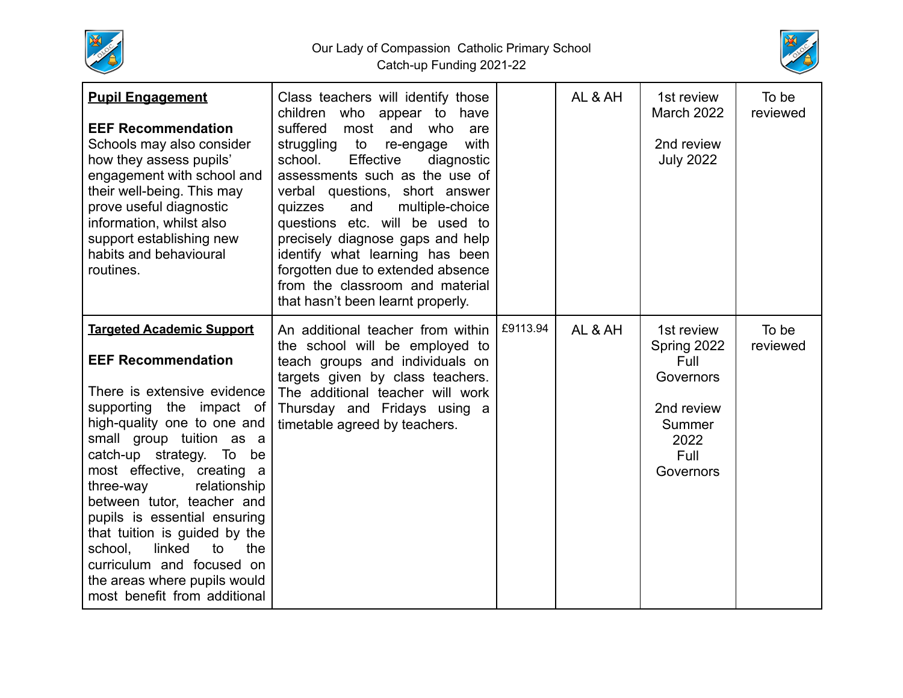| | | | | | |
|---|---|---|---|---|---|
| **Pupil Engagement**<br><br>**EEF Recommendation**<br>Schools may also consider how they assess pupils' engagement with school and their well-being. This may prove useful diagnostic information, whilst also support establishing new habits and behavioural routines. | Class teachers will identify those children who appear to have suffered most and who are struggling to re-engage with school. Effective diagnostic assessments such as the use of verbal questions, short answer quizzes and multiple-choice questions etc. will be used to precisely diagnose gaps and help identify what learning has been forgotten due to extended absence from the classroom and material that hasn't been learnt properly. | | AL & AH | 1st review March 2022<br><br>2nd review July 2022 | To be reviewed |
| **Targeted Academic Support**<br><br>**EEF Recommendation**<br><br>There is extensive evidence supporting the impact of high-quality one to one and small group tuition as a catch-up strategy. To be most effective, creating a three-way relationship between tutor, teacher and pupils is essential ensuring that tuition is guided by the school, linked to the curriculum and focused on the areas where pupils would most benefit from additional | An additional teacher from within the school will be employed to teach groups and individuals on targets given by class teachers. The additional teacher will work Thursday and Fridays using a timetable agreed by teachers. | £9113.94 | AL & AH | 1st review Spring 2022 Full Governors<br><br>2nd review Summer 2022 Full Governors | To be reviewed |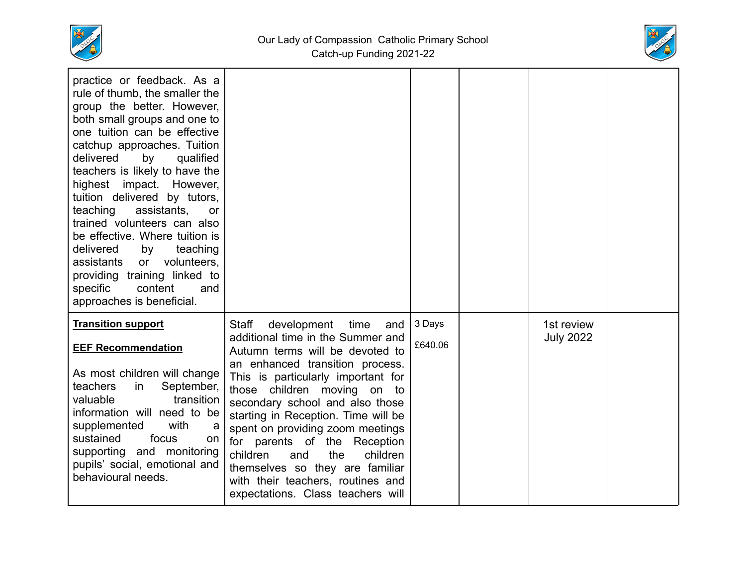| | | | | | |
|---|---|---|---|---|---|
| practice or feedback. As a rule of thumb, the smaller the group the better. However, both small groups and one to one tuition can be effective catchup approaches. Tuition delivered by qualified teachers is likely to have the highest impact. However, tuition delivered by tutors, teaching assistants, or trained volunteers can also be effective. Where tuition is delivered by teaching assistants or volunteers, providing training linked to specific content and approaches is beneficial. | | | | | |
| **Transition support**<br><br>**EEF Recommendation**<br><br>As most children will change teachers in September, valuable transition information will need to be supplemented with a sustained focus on supporting and monitoring pupils' social, emotional and behavioural needs. | Staff development time and additional time in the Summer and Autumn terms will be devoted to an enhanced transition process. This is particularly important for those children moving on to secondary school and also those starting in Reception. Time will be spent on providing zoom meetings for parents of the Reception children and the children themselves so they are familiar with their teachers, routines and expectations. Class teachers will | 3 Days<br><br>£640.06 | | 1st review July 2022 | |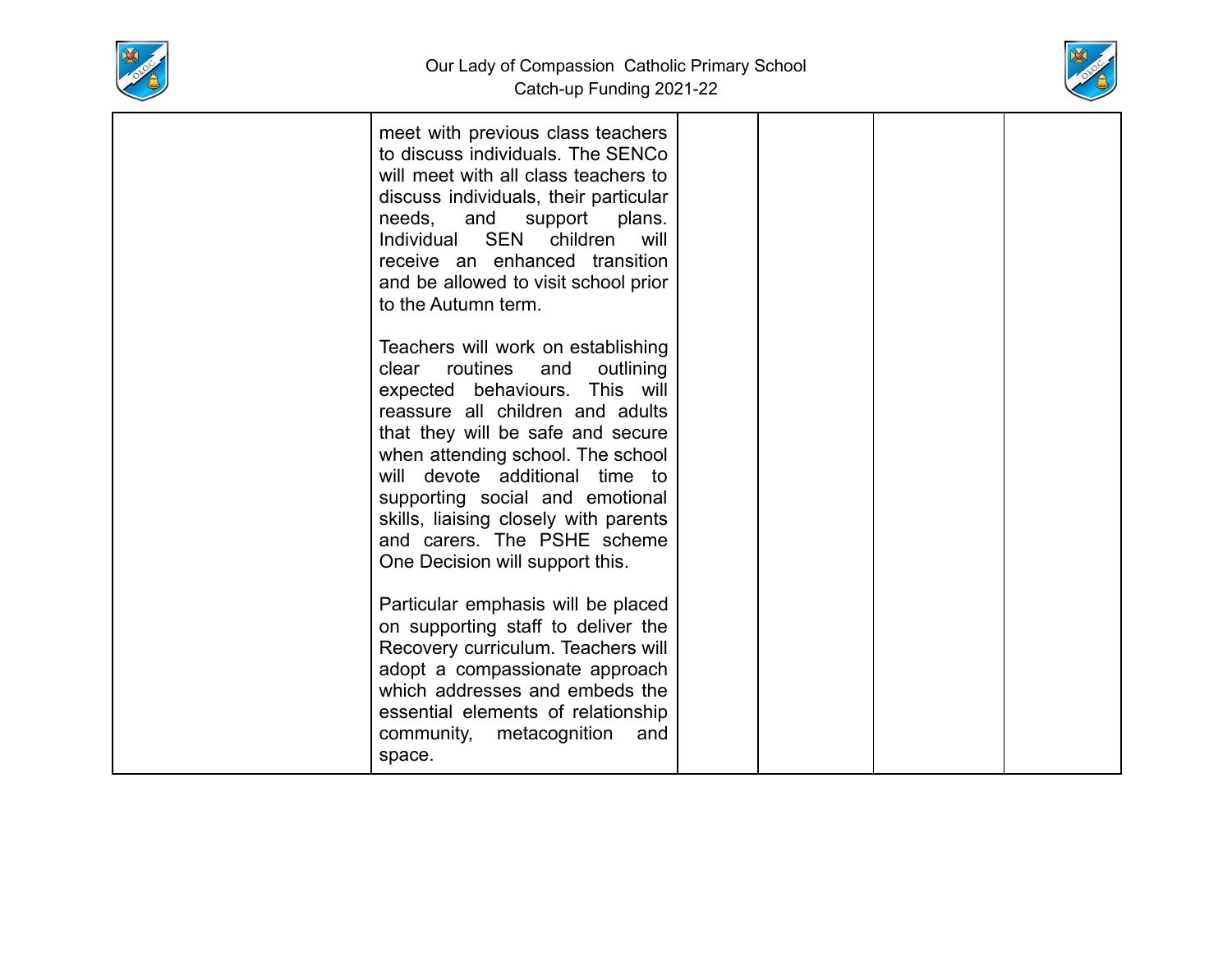| | | | | | |
|---|---|---|---|---|---|
| | meet with previous class teachers to discuss individuals. The SENCo will meet with all class teachers to discuss individuals, their particular needs, and support plans. Individual SEN children will receive an enhanced transition and be allowed to visit school prior to the Autumn term.<br><br>Teachers will work on establishing clear routines and outlining expected behaviours. This will reassure all children and adults that they will be safe and secure when attending school. The school will devote additional time to supporting social and emotional skills, liaising closely with parents and carers. The PSHE scheme One Decision will support this.<br><br>Particular emphasis will be placed on supporting staff to deliver the Recovery curriculum. Teachers will adopt a compassionate approach which addresses and embeds the essential elements of relationship community, metacognition and space. | | | | |